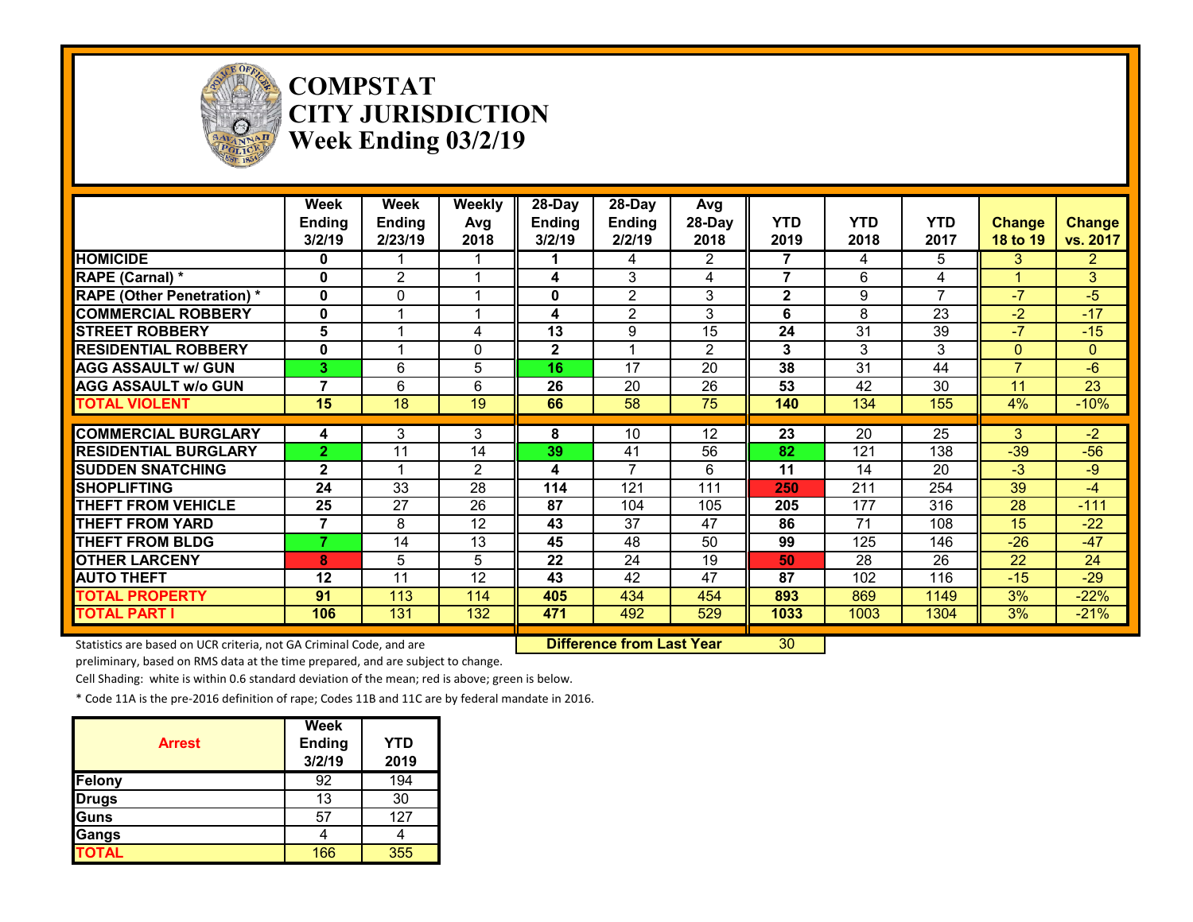# COMPSTAT
# CITY JURISDICTION
# Week Ending 03/2/19

| | Week Ending 3/2/19 | Week Ending 2/23/19 | Weekly Avg 2018 | 28-Day Ending 3/2/19 | 28-Day Ending 2/2/19 | Avg 28-Day 2018 | YTD 2019 | YTD 2018 | YTD 2017 | Change 18 to 19 | Change vs. 2017 |
|---|---|---|---|---|---|---|---|---|---|---|---|
| HOMICIDE | 0 | 1 | 1 | 1 | 4 | 2 | 7 | 4 | 5 | 3 | 2 |
| RAPE (Carnal) * | 0 | 2 | 1 | 4 | 3 | 4 | 7 | 6 | 4 | 1 | 3 |
| RAPE (Other Penetration) * | 0 | 0 | 1 | 0 | 2 | 3 | 2 | 9 | 7 | -7 | -5 |
| COMMERCIAL ROBBERY | 0 | 1 | 1 | 4 | 2 | 3 | 6 | 8 | 23 | -2 | -17 |
| STREET ROBBERY | 5 | 1 | 4 | 13 | 9 | 15 | 24 | 31 | 39 | -7 | -15 |
| RESIDENTIAL ROBBERY | 0 | 1 | 0 | 2 | 1 | 2 | 3 | 3 | 3 | 0 | 0 |
| AGG ASSAULT w/ GUN | 3 | 6 | 5 | 16 | 17 | 20 | 38 | 31 | 44 | 7 | -6 |
| AGG ASSAULT w/o GUN | 7 | 6 | 6 | 26 | 20 | 26 | 53 | 42 | 30 | 11 | 23 |
| TOTAL VIOLENT | 15 | 18 | 19 | 66 | 58 | 75 | 140 | 134 | 155 | 4% | -10% |
| COMMERCIAL BURGLARY | 4 | 3 | 3 | 8 | 10 | 12 | 23 | 20 | 25 | 3 | -2 |
| RESIDENTIAL BURGLARY | 2 | 11 | 14 | 39 | 41 | 56 | 82 | 121 | 138 | -39 | -56 |
| SUDDEN SNATCHING | 2 | 1 | 2 | 4 | 7 | 6 | 11 | 14 | 20 | -3 | -9 |
| SHOPLIFTING | 24 | 33 | 28 | 114 | 121 | 111 | 250 | 211 | 254 | 39 | -4 |
| THEFT FROM VEHICLE | 25 | 27 | 26 | 87 | 104 | 105 | 205 | 177 | 316 | 28 | -111 |
| THEFT FROM YARD | 7 | 8 | 12 | 43 | 37 | 47 | 86 | 71 | 108 | 15 | -22 |
| THEFT FROM BLDG | 7 | 14 | 13 | 45 | 48 | 50 | 99 | 125 | 146 | -26 | -47 |
| OTHER LARCENY | 8 | 5 | 5 | 22 | 24 | 19 | 50 | 28 | 26 | 22 | 24 |
| AUTO THEFT | 12 | 11 | 12 | 43 | 42 | 47 | 87 | 102 | 116 | -15 | -29 |
| TOTAL PROPERTY | 91 | 113 | 114 | 405 | 434 | 454 | 893 | 869 | 1149 | 3% | -22% |
| TOTAL PART I | 106 | 131 | 132 | 471 | 492 | 529 | 1033 | 1003 | 1304 | 3% | -21% |

**Difference from Last Year**: 30

Statistics are based on UCR criteria, not GA Criminal Code, and are preliminary, based on RMS data at the time prepared, and are subject to change.

Cell Shading: white is within 0.6 standard deviation of the mean; red is above; green is below.

* Code 11A is the pre-2016 definition of rape; Codes 11B and 11C are by federal mandate in 2016.

| Arrest | Week Ending 3/2/19 | YTD 2019 |
|---|---|---|
| Felony | 92 | 194 |
| Drugs | 13 | 30 |
| Guns | 57 | 127 |
| Gangs | 4 | 4 |
| TOTAL | 166 | 355 |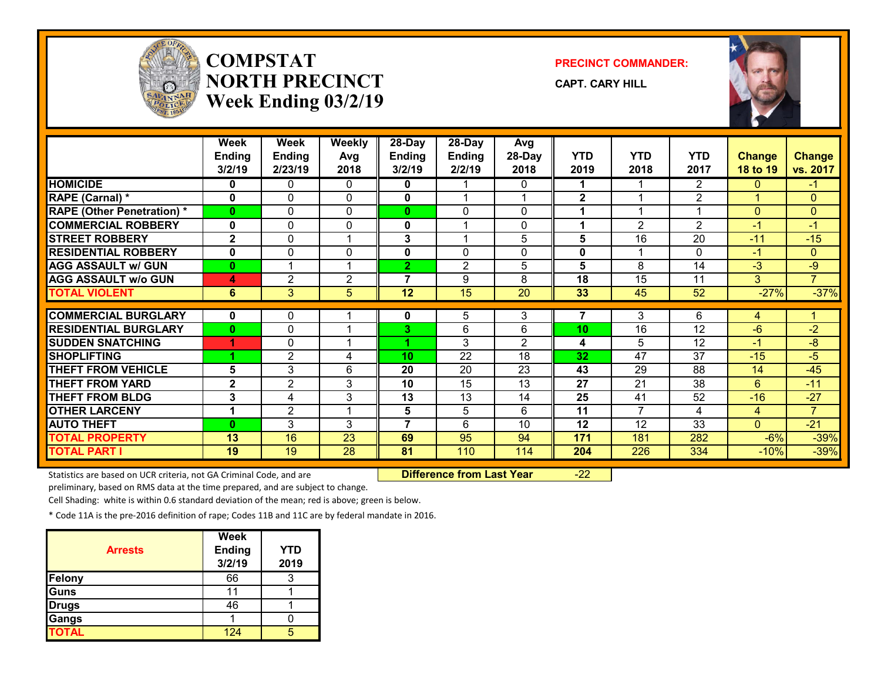# COMPSTAT
# NORTH PRECINCT
# Week Ending 03/2/19

**PRECINCT COMMANDER:**

**CAPT. CARY HILL**

| | Week Ending 3/2/19 | Week Ending 2/23/19 | Weekly Avg 2018 | 28-Day Ending 3/2/19 | 28-Day Ending 2/2/19 | Avg 28-Day 2018 | YTD 2019 | YTD 2018 | YTD 2017 | Change 18 to 19 | Change vs. 2017 |
|---|---|---|---|---|---|---|---|---|---|---|---|
| HOMICIDE | 0 | 0 | 0 | 0 | 1 | 0 | 1 | 1 | 2 | 0 | -1 |
| RAPE (Carnal) * | 0 | 0 | 0 | 0 | 1 | 1 | 2 | 1 | 2 | 1 | 0 |
| RAPE (Other Penetration) * | 0 | 0 | 0 | 0 | 0 | 0 | 1 | 1 | 1 | 0 | 0 |
| COMMERCIAL ROBBERY | 0 | 0 | 0 | 0 | 1 | 0 | 1 | 2 | 2 | -1 | -1 |
| STREET ROBBERY | 2 | 0 | 1 | 3 | 1 | 5 | 5 | 16 | 20 | -11 | -15 |
| RESIDENTIAL ROBBERY | 0 | 0 | 0 | 0 | 0 | 0 | 0 | 1 | 0 | -1 | 0 |
| AGG ASSAULT w/ GUN | 0 | 1 | 1 | 2 | 2 | 5 | 5 | 8 | 14 | -3 | -9 |
| AGG ASSAULT w/o GUN | 4 | 2 | 2 | 7 | 9 | 8 | 18 | 15 | 11 | 3 | 7 |
| TOTAL VIOLENT | 6 | 3 | 5 | 12 | 15 | 20 | 33 | 45 | 52 | -27% | -37% |
| COMMERCIAL BURGLARY | 0 | 0 | 1 | 0 | 5 | 3 | 7 | 3 | 6 | 4 | 1 |
| RESIDENTIAL BURGLARY | 0 | 0 | 1 | 3 | 6 | 6 | 10 | 16 | 12 | -6 | -2 |
| SUDDEN SNATCHING | 1 | 0 | 1 | 1 | 3 | 2 | 4 | 5 | 12 | -1 | -8 |
| SHOPLIFTING | 1 | 2 | 4 | 10 | 22 | 18 | 32 | 47 | 37 | -15 | -5 |
| THEFT FROM VEHICLE | 5 | 3 | 6 | 20 | 20 | 23 | 43 | 29 | 88 | 14 | -45 |
| THEFT FROM YARD | 2 | 2 | 3 | 10 | 15 | 13 | 27 | 21 | 38 | 6 | -11 |
| THEFT FROM BLDG | 3 | 4 | 3 | 13 | 13 | 14 | 25 | 41 | 52 | -16 | -27 |
| OTHER LARCENY | 1 | 2 | 1 | 5 | 5 | 6 | 11 | 7 | 4 | 4 | 7 |
| AUTO THEFT | 0 | 3 | 3 | 7 | 6 | 10 | 12 | 12 | 33 | 0 | -21 |
| TOTAL PROPERTY | 13 | 16 | 23 | 69 | 95 | 94 | 171 | 181 | 282 | -6% | -39% |
| TOTAL PART I | 19 | 19 | 28 | 81 | 110 | 114 | 204 | 226 | 334 | -10% | -39% |

**Difference from Last Year** -22

Statistics are based on UCR criteria, not GA Criminal Code, and are preliminary, based on RMS data at the time prepared, and are subject to change.

Cell Shading: white is within 0.6 standard deviation of the mean; red is above; green is below.

* Code 11A is the pre-2016 definition of rape; Codes 11B and 11C are by federal mandate in 2016.

| Arrests | Week Ending 3/2/19 | YTD 2019 |
|---|---|---|
| Felony | 66 | 3 |
| Guns | 11 | 1 |
| Drugs | 46 | 1 |
| Gangs | 1 | 0 |
| TOTAL | 124 | 5 |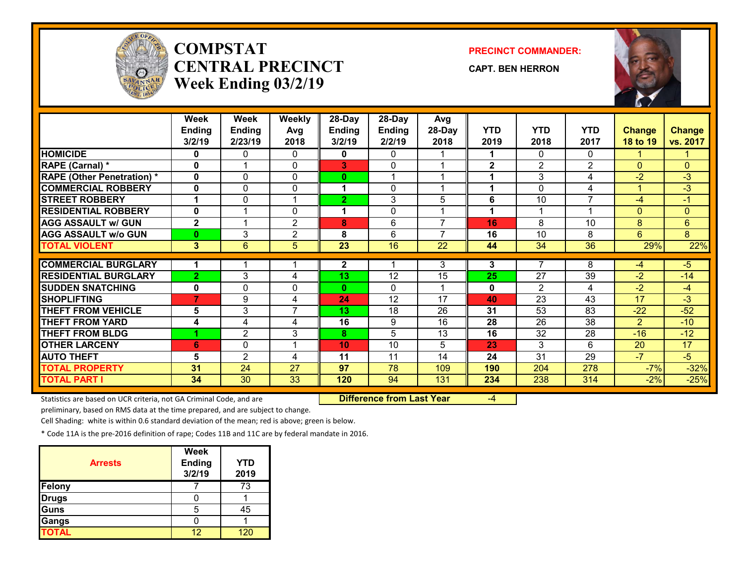# COMPSTAT CENTRAL PRECINCT
## Week Ending 03/2/19

**PRECINCT COMMANDER:**

**CAPT. BEN HERRON**

| | Week Ending 3/2/19 | Week Ending 2/23/19 | Weekly Avg 2018 | 28-Day Ending 3/2/19 | 28-Day Ending 2/2/19 | Avg 28-Day 2018 | YTD 2019 | YTD 2018 | YTD 2017 | Change 18 to 19 | Change vs. 2017 |
|---|---|---|---|---|---|---|---|---|---|---|---|
| HOMICIDE | 0 | 0 | 0 | 0 | 0 | 1 | 1 | 0 | 0 | 1 | 1 |
| RAPE (Carnal) * | 0 | 1 | 0 | 3 | 0 | 1 | 2 | 2 | 2 | 0 | 0 |
| RAPE (Other Penetration) * | 0 | 0 | 0 | 0 | 1 | 1 | 1 | 3 | 4 | -2 | -3 |
| COMMERCIAL ROBBERY | 0 | 0 | 0 | 1 | 0 | 1 | 1 | 0 | 4 | 1 | -3 |
| STREET ROBBERY | 1 | 0 | 1 | 2 | 3 | 5 | 6 | 10 | 7 | -4 | -1 |
| RESIDENTIAL ROBBERY | 0 | 1 | 0 | 1 | 0 | 1 | 1 | 1 | 1 | 0 | 0 |
| AGG ASSAULT w/ GUN | 2 | 1 | 2 | 8 | 6 | 7 | 16 | 8 | 10 | 8 | 6 |
| AGG ASSAULT w/o GUN | 0 | 3 | 2 | 8 | 6 | 7 | 16 | 10 | 8 | 6 | 8 |
| TOTAL VIOLENT | 3 | 6 | 5 | 23 | 16 | 22 | 44 | 34 | 36 | 29% | 22% |
| COMMERCIAL BURGLARY | 1 | 1 | 1 | 2 | 1 | 3 | 3 | 7 | 8 | -4 | -5 |
| RESIDENTIAL BURGLARY | 2 | 3 | 4 | 13 | 12 | 15 | 25 | 27 | 39 | -2 | -14 |
| SUDDEN SNATCHING | 0 | 0 | 0 | 0 | 0 | 1 | 0 | 2 | 4 | -2 | -4 |
| SHOPLIFTING | 7 | 9 | 4 | 24 | 12 | 17 | 40 | 23 | 43 | 17 | -3 |
| THEFT FROM VEHICLE | 5 | 3 | 7 | 13 | 18 | 26 | 31 | 53 | 83 | -22 | -52 |
| THEFT FROM YARD | 4 | 4 | 4 | 16 | 9 | 16 | 28 | 26 | 38 | 2 | -10 |
| THEFT FROM BLDG | 1 | 2 | 3 | 8 | 5 | 13 | 16 | 32 | 28 | -16 | -12 |
| OTHER LARCENY | 6 | 0 | 1 | 10 | 10 | 5 | 23 | 3 | 6 | 20 | 17 |
| AUTO THEFT | 5 | 2 | 4 | 11 | 11 | 14 | 24 | 31 | 29 | -7 | -5 |
| TOTAL PROPERTY | 31 | 24 | 27 | 97 | 78 | 109 | 190 | 204 | 278 | -7% | -32% |
| TOTAL PART I | 34 | 30 | 33 | 120 | 94 | 131 | 234 | 238 | 314 | -2% | -25% |

Statistics are based on UCR criteria, not GA Criminal Code, and are preliminary, based on RMS data at the time prepared, and are subject to change.

**Difference from Last Year** -4

Cell Shading: white is within 0.6 standard deviation of the mean; red is above; green is below.

* Code 11A is the pre-2016 definition of rape; Codes 11B and 11C are by federal mandate in 2016.

| Arrests | Week Ending 3/2/19 | YTD 2019 |
|---|---|---|
| Felony | 7 | 73 |
| Drugs | 0 | 1 |
| Guns | 5 | 45 |
| Gangs | 0 | 1 |
| TOTAL | 12 | 120 |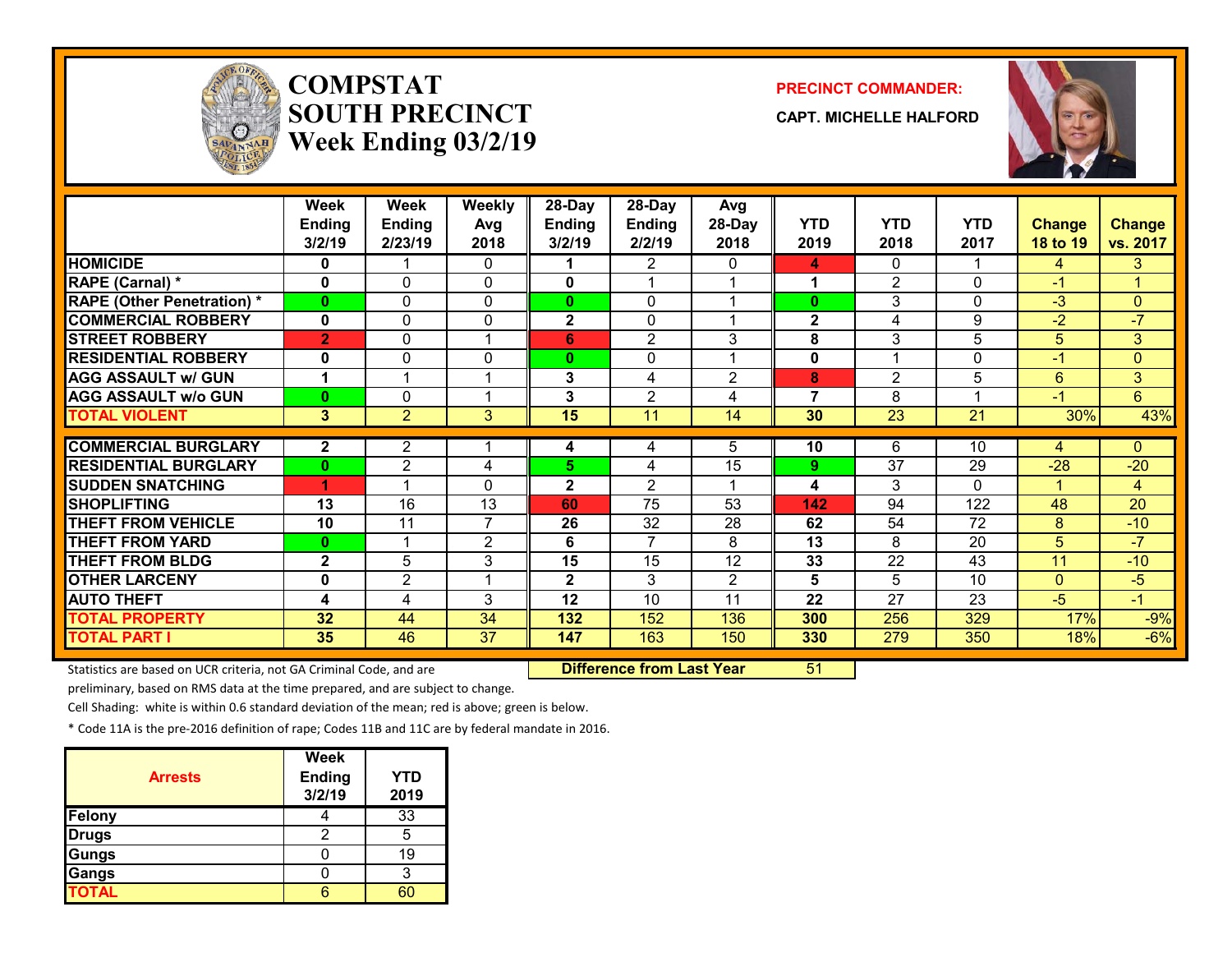# COMPSTAT SOUTH PRECINCT Week Ending 03/2/19

**PRECINCT COMMANDER:**

**CAPT. MICHELLE HALFORD**

| | Week Ending 3/2/19 | Week Ending 2/23/19 | Weekly Avg 2018 | 28-Day Ending 3/2/19 | 28-Day Ending 2/2/19 | Avg 28-Day 2018 | YTD 2019 | YTD 2018 | YTD 2017 | Change 18 to 19 | Change vs. 2017 |
|---|---|---|---|---|---|---|---|---|---|---|---|
| HOMICIDE | 0 | 1 | 0 | 1 | 2 | 0 | 4 | 0 | 1 | 4 | 3 |
| RAPE (Carnal) * | 0 | 0 | 0 | 0 | 1 | 1 | 1 | 2 | 0 | -1 | 1 |
| RAPE (Other Penetration) * | 0 | 0 | 0 | 0 | 0 | 1 | 0 | 3 | 0 | -3 | 0 |
| COMMERCIAL ROBBERY | 0 | 0 | 0 | 2 | 0 | 1 | 2 | 4 | 9 | -2 | -7 |
| STREET ROBBERY | 2 | 0 | 1 | 6 | 2 | 3 | 8 | 3 | 5 | 5 | 3 |
| RESIDENTIAL ROBBERY | 0 | 0 | 0 | 0 | 0 | 1 | 0 | 1 | 0 | -1 | 0 |
| AGG ASSAULT w/ GUN | 1 | 1 | 1 | 3 | 4 | 2 | 8 | 2 | 5 | 6 | 3 |
| AGG ASSAULT w/o GUN | 0 | 0 | 1 | 3 | 2 | 4 | 7 | 8 | 1 | -1 | 6 |
| TOTAL VIOLENT | 3 | 2 | 3 | 15 | 11 | 14 | 30 | 23 | 21 | 30% | 43% |
| COMMERCIAL BURGLARY | 2 | 2 | 1 | 4 | 4 | 5 | 10 | 6 | 10 | 4 | 0 |
| RESIDENTIAL BURGLARY | 0 | 2 | 4 | 5 | 4 | 15 | 9 | 37 | 29 | -28 | -20 |
| SUDDEN SNATCHING | 1 | 1 | 0 | 2 | 2 | 1 | 4 | 3 | 0 | 1 | 4 |
| SHOPLIFTING | 13 | 16 | 13 | 60 | 75 | 53 | 142 | 94 | 122 | 48 | 20 |
| THEFT FROM VEHICLE | 10 | 11 | 7 | 26 | 32 | 28 | 62 | 54 | 72 | 8 | -10 |
| THEFT FROM YARD | 0 | 1 | 2 | 6 | 7 | 8 | 13 | 8 | 20 | 5 | -7 |
| THEFT FROM BLDG | 2 | 5 | 3 | 15 | 15 | 12 | 33 | 22 | 43 | 11 | -10 |
| OTHER LARCENY | 0 | 2 | 1 | 2 | 3 | 2 | 5 | 5 | 10 | 0 | -5 |
| AUTO THEFT | 4 | 4 | 3 | 12 | 10 | 11 | 22 | 27 | 23 | -5 | -1 |
| TOTAL PROPERTY | 32 | 44 | 34 | 132 | 152 | 136 | 300 | 256 | 329 | 17% | -9% |
| TOTAL PART I | 35 | 46 | 37 | 147 | 163 | 150 | 330 | 279 | 350 | 18% | -6% |

**Difference from Last Year** 51

Statistics are based on UCR criteria, not GA Criminal Code, and are preliminary, based on RMS data at the time prepared, and are subject to change.

Cell Shading: white is within 0.6 standard deviation of the mean; red is above; green is below.

* Code 11A is the pre-2016 definition of rape; Codes 11B and 11C are by federal mandate in 2016.

| Arrests | Week Ending 3/2/19 | YTD 2019 |
|---|---|---|
| Felony | 4 | 33 |
| Drugs | 2 | 5 |
| Gungs | 0 | 19 |
| Gangs | 0 | 3 |
| TOTAL | 6 | 60 |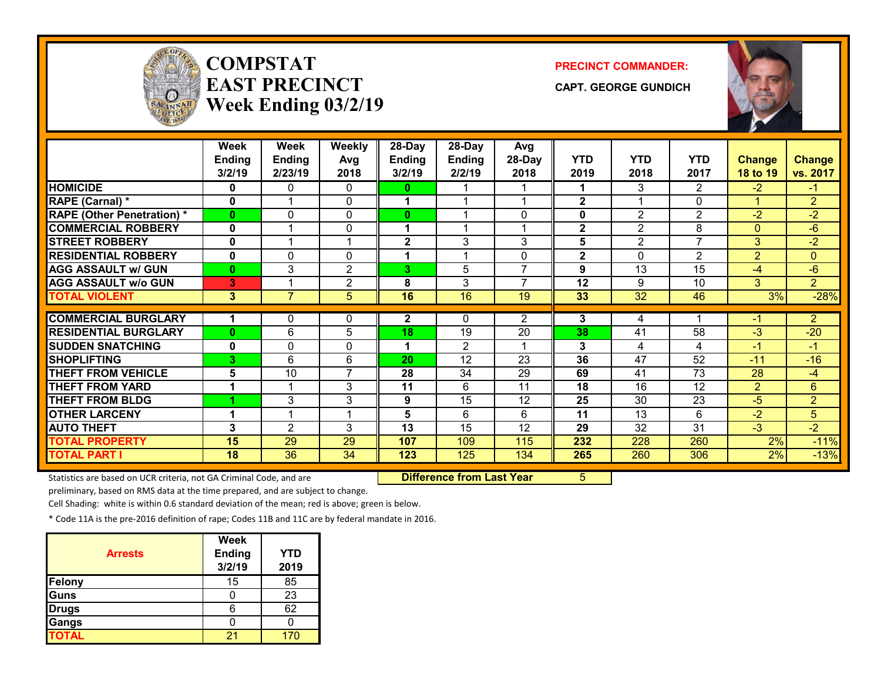# COMPSTAT
# EAST PRECINCT
# Week Ending 03/2/19

**PRECINCT COMMANDER:**

**CAPT. GEORGE GUNDICH**

| | Week Ending 3/2/19 | Week Ending 2/23/19 | Weekly Avg 2018 | 28-Day Ending 3/2/19 | 28-Day Ending 2/2/19 | Avg 28-Day 2018 | YTD 2019 | YTD 2018 | YTD 2017 | Change 18 to 19 | Change vs. 2017 |
|---|---|---|---|---|---|---|---|---|---|---|---|
| HOMICIDE | 0 | 0 | 0 | 0 | 1 | 1 | 1 | 3 | 2 | -2 | -1 |
| RAPE (Carnal) * | 0 | 1 | 0 | 1 | 1 | 1 | 2 | 1 | 0 | 1 | 2 |
| RAPE (Other Penetration) * | 0 | 0 | 0 | 0 | 1 | 0 | 0 | 2 | 2 | -2 | -2 |
| COMMERCIAL ROBBERY | 0 | 1 | 0 | 1 | 1 | 1 | 2 | 2 | 8 | 0 | -6 |
| STREET ROBBERY | 0 | 1 | 1 | 2 | 3 | 3 | 5 | 2 | 7 | 3 | -2 |
| RESIDENTIAL ROBBERY | 0 | 0 | 0 | 1 | 1 | 0 | 2 | 0 | 2 | 2 | 0 |
| AGG ASSAULT w/ GUN | 0 | 3 | 2 | 3 | 5 | 7 | 9 | 13 | 15 | -4 | -6 |
| AGG ASSAULT w/o GUN | 3 | 1 | 2 | 8 | 3 | 7 | 12 | 9 | 10 | 3 | 2 |
| TOTAL VIOLENT | 3 | 7 | 5 | 16 | 16 | 19 | 33 | 32 | 46 | 3% | -28% |
| COMMERCIAL BURGLARY | 1 | 0 | 0 | 2 | 0 | 2 | 3 | 4 | 1 | -1 | 2 |
| RESIDENTIAL BURGLARY | 0 | 6 | 5 | 18 | 19 | 20 | 38 | 41 | 58 | -3 | -20 |
| SUDDEN SNATCHING | 0 | 0 | 0 | 1 | 2 | 1 | 3 | 4 | 4 | -1 | -1 |
| SHOPLIFTING | 3 | 6 | 6 | 20 | 12 | 23 | 36 | 47 | 52 | -11 | -16 |
| THEFT FROM VEHICLE | 5 | 10 | 7 | 28 | 34 | 29 | 69 | 41 | 73 | 28 | -4 |
| THEFT FROM YARD | 1 | 1 | 3 | 11 | 6 | 11 | 18 | 16 | 12 | 2 | 6 |
| THEFT FROM BLDG | 1 | 3 | 3 | 9 | 15 | 12 | 25 | 30 | 23 | -5 | 2 |
| OTHER LARCENY | 1 | 1 | 1 | 5 | 6 | 6 | 11 | 13 | 6 | -2 | 5 |
| AUTO THEFT | 3 | 2 | 3 | 13 | 15 | 12 | 29 | 32 | 31 | -3 | -2 |
| TOTAL PROPERTY | 15 | 29 | 29 | 107 | 109 | 115 | 232 | 228 | 260 | 2% | -11% |
| TOTAL PART I | 18 | 36 | 34 | 123 | 125 | 134 | 265 | 260 | 306 | 2% | -13% |

**Difference from Last Year** 5

Statistics are based on UCR criteria, not GA Criminal Code, and are preliminary, based on RMS data at the time prepared, and are subject to change.

Cell Shading: white is within 0.6 standard deviation of the mean; red is above; green is below.

* Code 11A is the pre-2016 definition of rape; Codes 11B and 11C are by federal mandate in 2016.

| Arrests | Week Ending 3/2/19 | YTD 2019 |
|---|---|---|
| Felony | 15 | 85 |
| Guns | 0 | 23 |
| Drugs | 6 | 62 |
| Gangs | 0 | 0 |
| TOTAL | 21 | 170 |